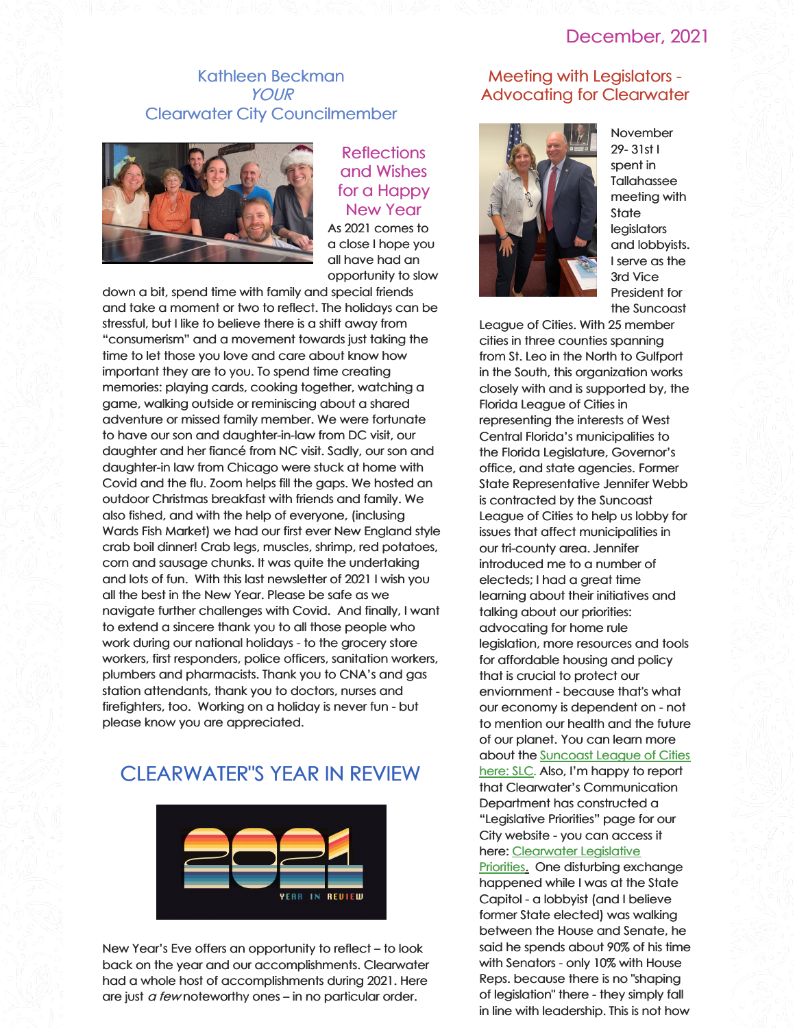December, 2021

# Kathleen Beckman
*YOUR*
Clearwater City Councilmember

## Reflections and Wishes for a Happy New Year

As 2021 comes to a close I hope you all have had an opportunity to slow down a bit, spend time with family and special friends and take a moment or two to reflect. The holidays can be stressful, but I like to believe there is a shift away from "consumerism" and a movement towards just taking the time to let those you love and care about know how important they are to you. To spend time creating memories: playing cards, cooking together, watching a game, walking outside or reminiscing about a shared adventure or missed family member. We were fortunate to have our son and daughter-in-law from DC visit, our daughter and her fiancé from NC visit. Sadly, our son and daughter-in law from Chicago were stuck at home with Covid and the flu. Zoom helps fill the gaps. We hosted an outdoor Christmas breakfast with friends and family. We also fished, and with the help of everyone, (inclusing Wards Fish Market) we had our first ever New England style crab boil dinner! Crab legs, muscles, shrimp, red potatoes, corn and sausage chunks. It was quite the undertaking and lots of fun. With this last newsletter of 2021 I wish you all the best in the New Year. Please be safe as we navigate further challenges with Covid. And finally, I want to extend a sincere thank you to all those people who work during our national holidays - to the grocery store workers, first responders, police officers, sanitation workers, plumbers and pharmacists. Thank you to CNA's and gas station attendants, thank you to doctors, nurses and firefighters, too. Working on a holiday is never fun - but please know you are appreciated.

## CLEARWATER"S YEAR IN REVIEW

New Year's Eve offers an opportunity to reflect – to look back on the year and our accomplishments. Clearwater had a whole host of accomplishments during 2021. Here are just *a few* noteworthy ones – in no particular order.

## Meeting with Legislators - Advocating for Clearwater

November 29- 31st I spent in Tallahassee meeting with State legislators and lobbyists. I serve as the 3rd Vice President for the Suncoast League of Cities. With 25 member cities in three counties spanning from St. Leo in the North to Gulfport in the South, this organization works closely with and is supported by, the Florida League of Cities in representing the interests of West Central Florida's municipalities to the Florida Legislature, Governor's office, and state agencies. Former State Representative Jennifer Webb is contracted by the Suncoast League of Cities to help us lobby for issues that affect municipalities in our tri-county area. Jennifer introduced me to a number of electeds; I had a great time learning about their initiatives and talking about our priorities: advocating for home rule legislation, more resources and tools for affordable housing and policy that is crucial to protect our enviornment - because that's what our economy is dependent on - not to mention our health and the future of our planet. You can learn more about the Suncoast League of Cities here: SLC. Also, I'm happy to report that Clearwater's Communication Department has constructed a "Legislative Priorities" page for our City website - you can access it here: Clearwater Legislative Priorities. One disturbing exchange happened while I was at the State Capitol - a lobbyist (and I believe former State elected) was walking between the House and Senate, he said he spends about 90% of his time with Senators - only 10% with House Reps. because there is no "shaping of legislation" there - they simply fall in line with leadership. This is not how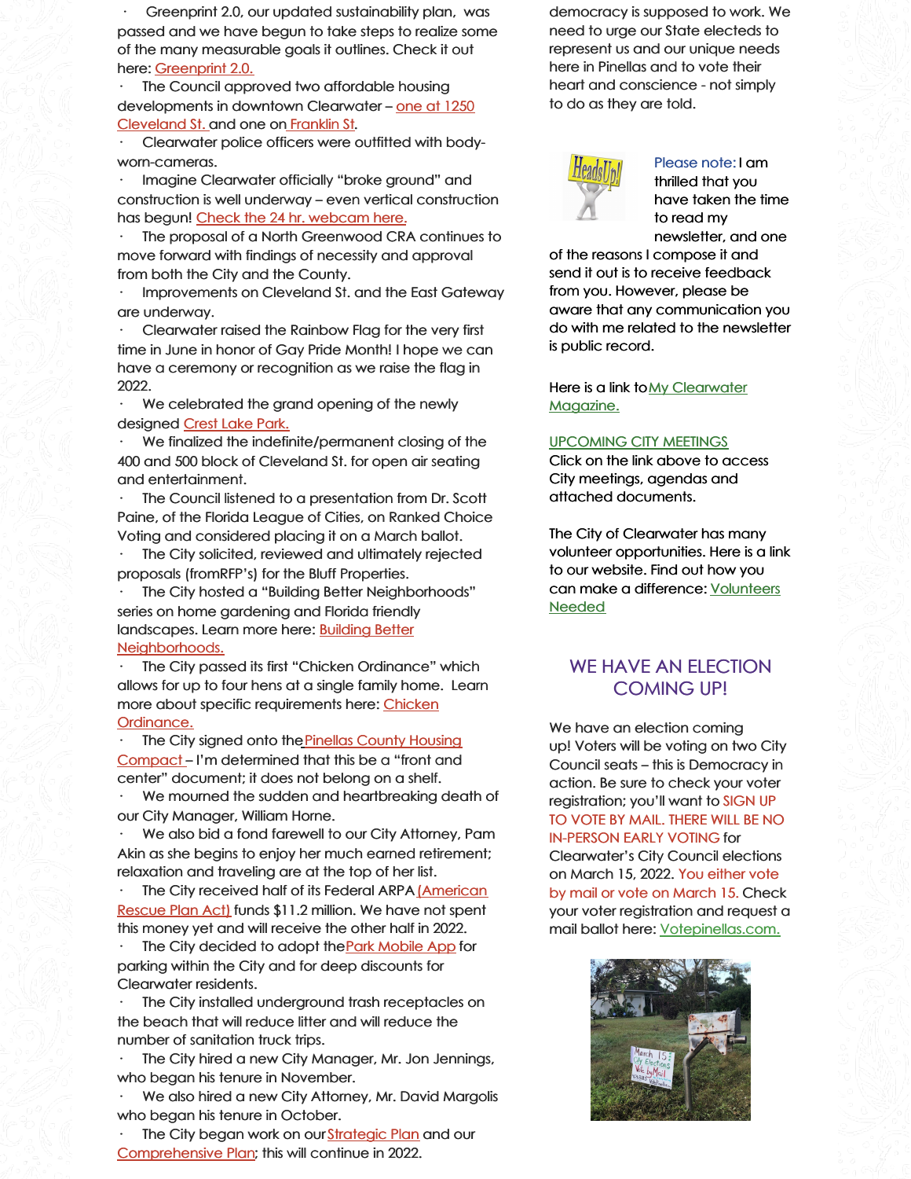- Greenprint 2.0, our updated sustainability plan, was passed and we have begun to take steps to realize some of the many measurable goals it outlines. Check it out here: Greenprint 2.0.
- The Council approved two affordable housing developments in downtown Clearwater – one at 1250 Cleveland St. and one on Franklin St.
- Clearwater police officers were outfitted with body-worn-cameras.
- Imagine Clearwater officially "broke ground" and construction is well underway – even vertical construction has begun! Check the 24 hr. webcam here.
- The proposal of a North Greenwood CRA continues to move forward with findings of necessity and approval from both the City and the County.
- Improvements on Cleveland St. and the East Gateway are underway.
- Clearwater raised the Rainbow Flag for the very first time in June in honor of Gay Pride Month! I hope we can have a ceremony or recognition as we raise the flag in 2022.
- We celebrated the grand opening of the newly designed Crest Lake Park.
- We finalized the indefinite/permanent closing of the 400 and 500 block of Cleveland St. for open air seating and entertainment.
- The Council listened to a presentation from Dr. Scott Paine, of the Florida League of Cities, on Ranked Choice Voting and considered placing it on a March ballot.
- The City solicited, reviewed and ultimately rejected proposals (fromRFP's) for the Bluff Properties.
- The City hosted a "Building Better Neighborhoods" series on home gardening and Florida friendly landscapes. Learn more here: Building Better Neighborhoods.
- The City passed its first "Chicken Ordinance" which allows for up to four hens at a single family home. Learn more about specific requirements here: Chicken Ordinance.
- The City signed onto the Pinellas County Housing Compact – I'm determined that this be a "front and center" document; it does not belong on a shelf.
- We mourned the sudden and heartbreaking death of our City Manager, William Horne.
- We also bid a fond farewell to our City Attorney, Pam Akin as she begins to enjoy her much earned retirement; relaxation and traveling are at the top of her list.
- The City received half of its Federal ARPA (American Rescue Plan Act) funds $11.2 million. We have not spent this money yet and will receive the other half in 2022.
- The City decided to adopt the Park Mobile App for parking within the City and for deep discounts for Clearwater residents.
- The City installed underground trash receptacles on the beach that will reduce litter and will reduce the number of sanitation truck trips.
- The City hired a new City Manager, Mr. Jon Jennings, who began his tenure in November.
- We also hired a new City Attorney, Mr. David Margolis who began his tenure in October.
- The City began work on our Strategic Plan and our Comprehensive Plan; this will continue in 2022.

democracy is supposed to work. We need to urge our State electeds to represent us and our unique needs here in Pinellas and to vote their heart and conscience - not simply to do as they are told.

Please note: I am thrilled that you have taken the time to read my newsletter, and one of the reasons I compose it and send it out is to receive feedback from you. However, please be aware that any communication you do with me related to the newsletter is public record.

Here is a link to My Clearwater Magazine.

UPCOMING CITY MEETINGS

Click on the link above to access City meetings, agendas and attached documents.

The City of Clearwater has many volunteer opportunities. Here is a link to our website. Find out how you can make a difference: Volunteers Needed

## WE HAVE AN ELECTION COMING UP!

We have an election coming up! Voters will be voting on two City Council seats – this is Democracy in action. Be sure to check your voter registration; you'll want to SIGN UP TO VOTE BY MAIL. THERE WILL BE NO IN-PERSON EARLY VOTING for Clearwater's City Council elections on March 15, 2022. You either vote by mail or vote on March 15. Check your voter registration and request a mail ballot here: Votepinellas.com.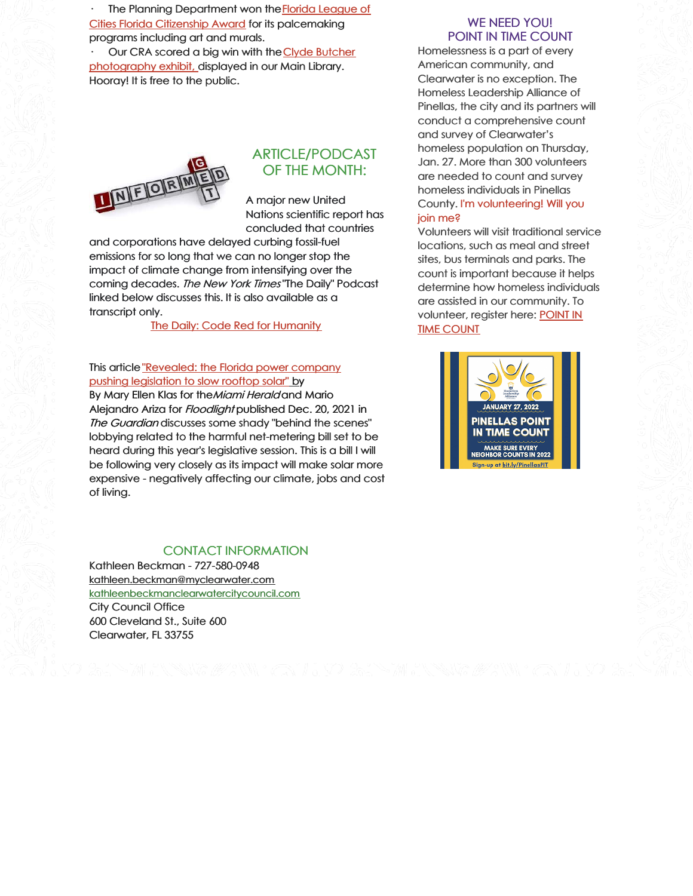- The Planning Department won the Florida League of Cities Florida Citizenship Award for its palcemaking programs including art and murals.
- Our CRA scored a big win with the Clyde Butcher photography exhibit, displayed in our Main Library. Hooray! It is free to the public.

## ARTICLE/PODCAST OF THE MONTH:

A major new United Nations scientific report has concluded that countries and corporations have delayed curbing fossil-fuel emissions for so long that we can no longer stop the impact of climate change from intensifying over the coming decades. *The New York Times* "The Daily" Podcast linked below discusses this. It is also available as a transcript only.

The Daily: Code Red for Humanity

This article "Revealed: the Florida power company pushing legislation to slow rooftop solar" by By Mary Ellen Klas for the *Miami Herald* and Mario Alejandro Ariza for *Floodlight* published Dec. 20, 2021 in *The Guardian* discusses some shady "behind the scenes" lobbying related to the harmful net-metering bill set to be heard during this year's legislative session. This is a bill I will be following very closely as its impact will make solar more expensive - negatively affecting our climate, jobs and cost of living.

## CONTACT INFORMATION

Kathleen Beckman - 727-580-0948
kathleen.beckman@myclearwater.com
kathleenbeckmanclearwatercitycouncil.com
City Council Office
600 Cleveland St., Suite 600
Clearwater, FL 33755

## WE NEED YOU! POINT IN TIME COUNT

Homelessness is a part of every American community, and Clearwater is no exception. The Homeless Leadership Alliance of Pinellas, the city and its partners will conduct a comprehensive count and survey of Clearwater's homeless population on Thursday, Jan. 27. More than 300 volunteers are needed to count and survey homeless individuals in Pinellas County. I'm volunteering! Will you join me?

Volunteers will visit traditional service locations, such as meal and street sites, bus terminals and parks. The count is important because it helps determine how homeless individuals are assisted in our community. To volunteer, register here: POINT IN TIME COUNT